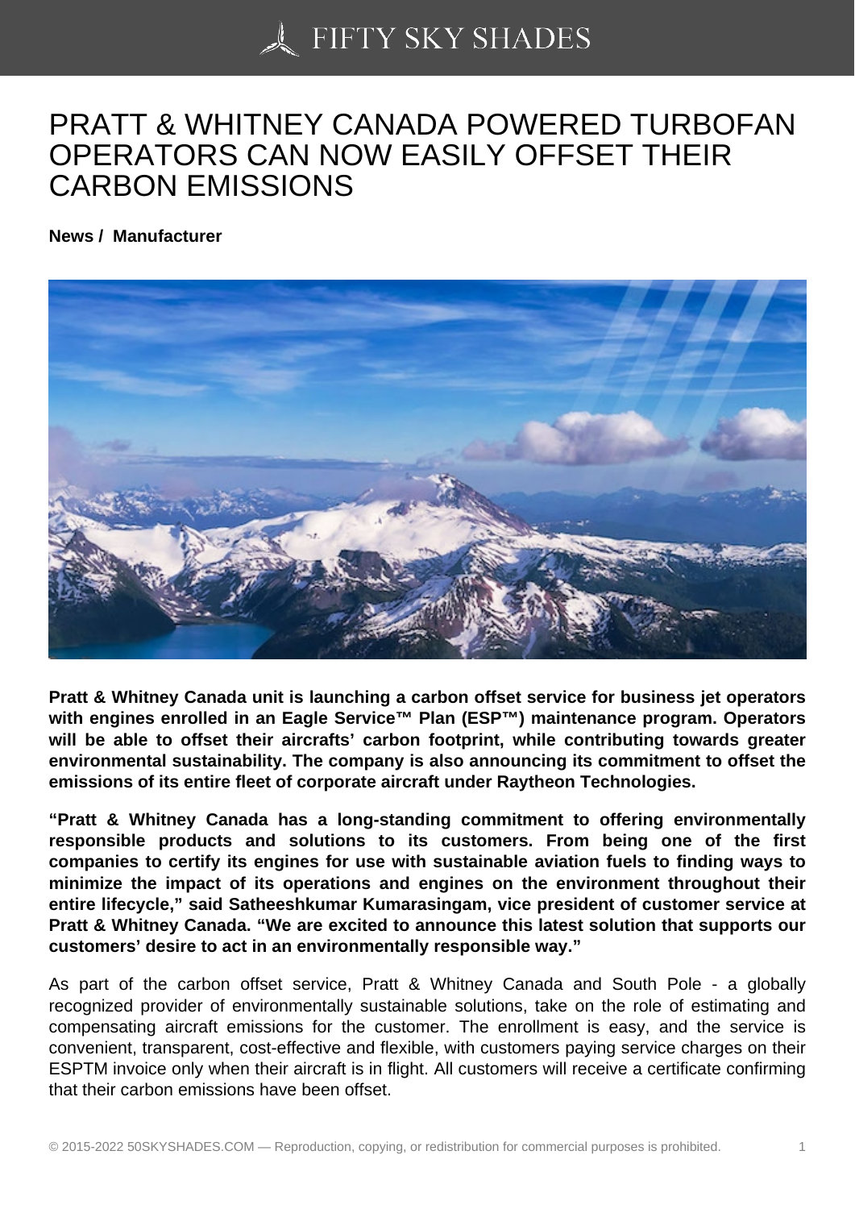# PRATT & WHITNEY CANADA POWERED TURBOFAN OPERATORS CAN NOW EASILY OFFSET THEIR CARBON EMISSIONS

**News / Manufacturer**

**Pratt & Whitney Canada unit is launching a carbon offset service for business jet operators with engines enrolled in an Eagle Service™ Plan (ESP™) maintenance program. Operators will be able to offset their aircrafts' carbon footprint, while contributing towards greater environmental sustainability. The company is also announcing its commitment to offset the emissions of its entire fleet of corporate aircraft under Raytheon Technologies.**

**"Pratt & Whitney Canada has a long-standing commitment to offering environmentally responsible products and solutions to its customers. From being one of the first companies to certify its engines for use with sustainable aviation fuels to finding ways to minimize the impact of its operations and engines on the environment throughout their entire lifecycle," said Satheeshkumar Kumarasingam, vice president of customer service at Pratt & Whitney Canada. "We are excited to announce this latest solution that supports our customers' desire to act in an environmentally responsible way."**

As part of the carbon offset service, Pratt & Whitney Canada and South Pole - a globally recognized provider of environmentally sustainable solutions, take on the role of estimating and compensating aircraft emissions for the customer. The enrollment is easy, and the service is convenient, transparent, cost-effective and flexible, with customers paying service charges on their ESPTM invoice only when their aircraft is in flight. All customers will receive a certificate confirming that their carbon emissions have been offset.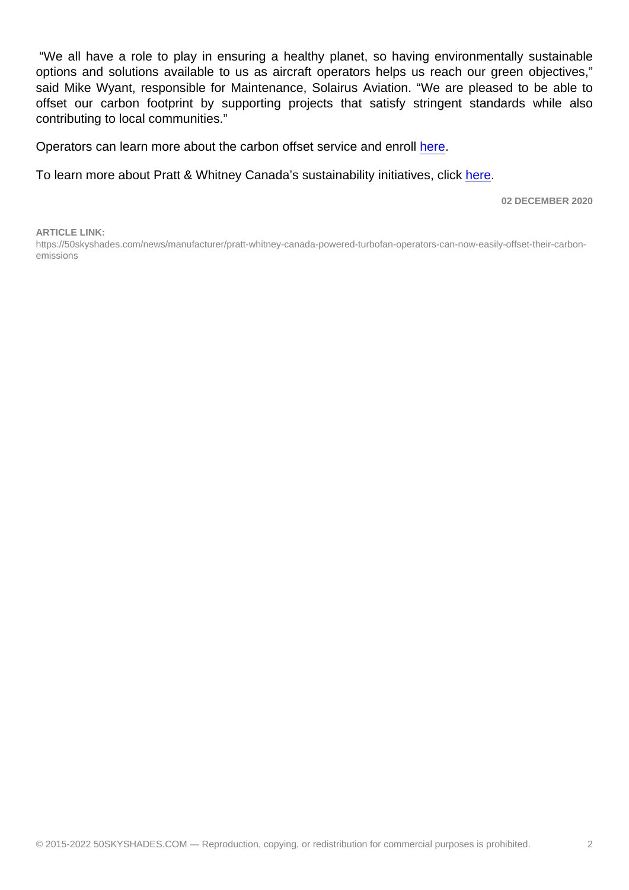"We all have a role to play in ensuring a healthy planet, so having environmentally sustainable options and solutions available to us as aircraft operators helps us reach our green objectives," said Mike Wyant, responsible for Maintenance, Solairus Aviation. "We are pleased to be able to offset our carbon footprint by supporting projects that satisfy stringent standards while also contributing to local communities."

Operators can learn more about the carbon offset service and enroll here.

To learn more about Pratt & Whitney Canada's sustainability initiatives, click here.

**02 DECEMBER 2020**

**ARTICLE LINK:**
https://50skyshades.com/news/manufacturer/pratt-whitney-canada-powered-turbofan-operators-can-now-easily-offset-their-carbon-emissions